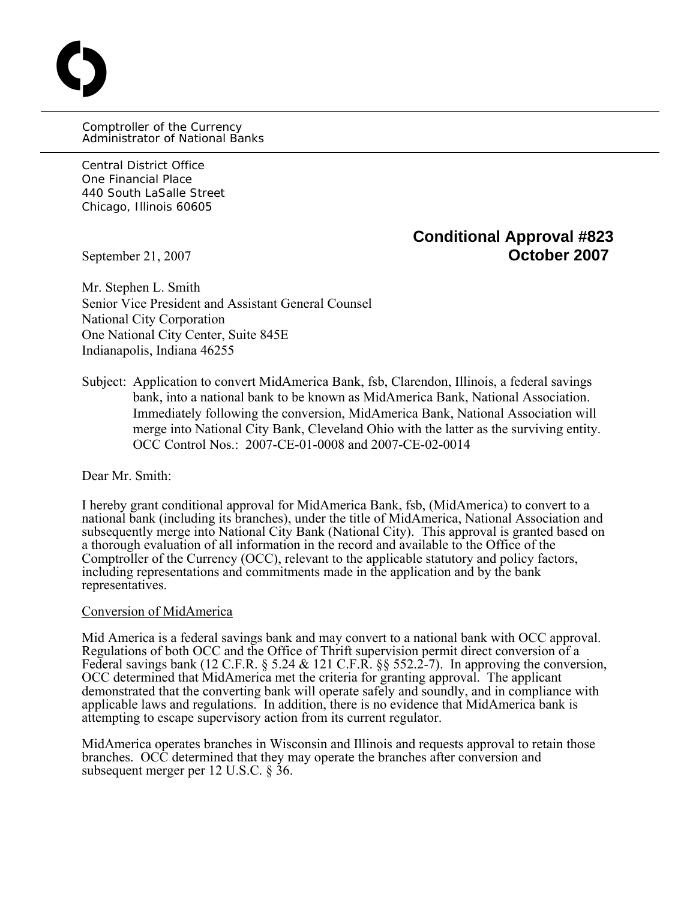Comptroller of the Currency
Administrator of National Banks

Central District Office
One Financial Place
440 South LaSalle Street
Chicago, Illinois 60605

**Conditional Approval #823**
**October 2007**

September 21, 2007

Mr. Stephen L. Smith
Senior Vice President and Assistant General Counsel
National City Corporation
One National City Center, Suite 845E
Indianapolis, Indiana 46255

Subject: Application to convert MidAmerica Bank, fsb, Clarendon, Illinois, a federal savings bank, into a national bank to be known as MidAmerica Bank, National Association. Immediately following the conversion, MidAmerica Bank, National Association will merge into National City Bank, Cleveland Ohio with the latter as the surviving entity. OCC Control Nos.: 2007-CE-01-0008 and 2007-CE-02-0014

Dear Mr. Smith:

I hereby grant conditional approval for MidAmerica Bank, fsb, (MidAmerica) to convert to a national bank (including its branches), under the title of MidAmerica, National Association and subsequently merge into National City Bank (National City). This approval is granted based on a thorough evaluation of all information in the record and available to the Office of the Comptroller of the Currency (OCC), relevant to the applicable statutory and policy factors, including representations and commitments made in the application and by the bank representatives.

Conversion of MidAmerica

Mid America is a federal savings bank and may convert to a national bank with OCC approval. Regulations of both OCC and the Office of Thrift supervision permit direct conversion of a Federal savings bank (12 C.F.R. § 5.24 & 121 C.F.R. §§ 552.2-7). In approving the conversion, OCC determined that MidAmerica met the criteria for granting approval. The applicant demonstrated that the converting bank will operate safely and soundly, and in compliance with applicable laws and regulations. In addition, there is no evidence that MidAmerica bank is attempting to escape supervisory action from its current regulator.

MidAmerica operates branches in Wisconsin and Illinois and requests approval to retain those branches. OCC determined that they may operate the branches after conversion and subsequent merger per 12 U.S.C. § 36.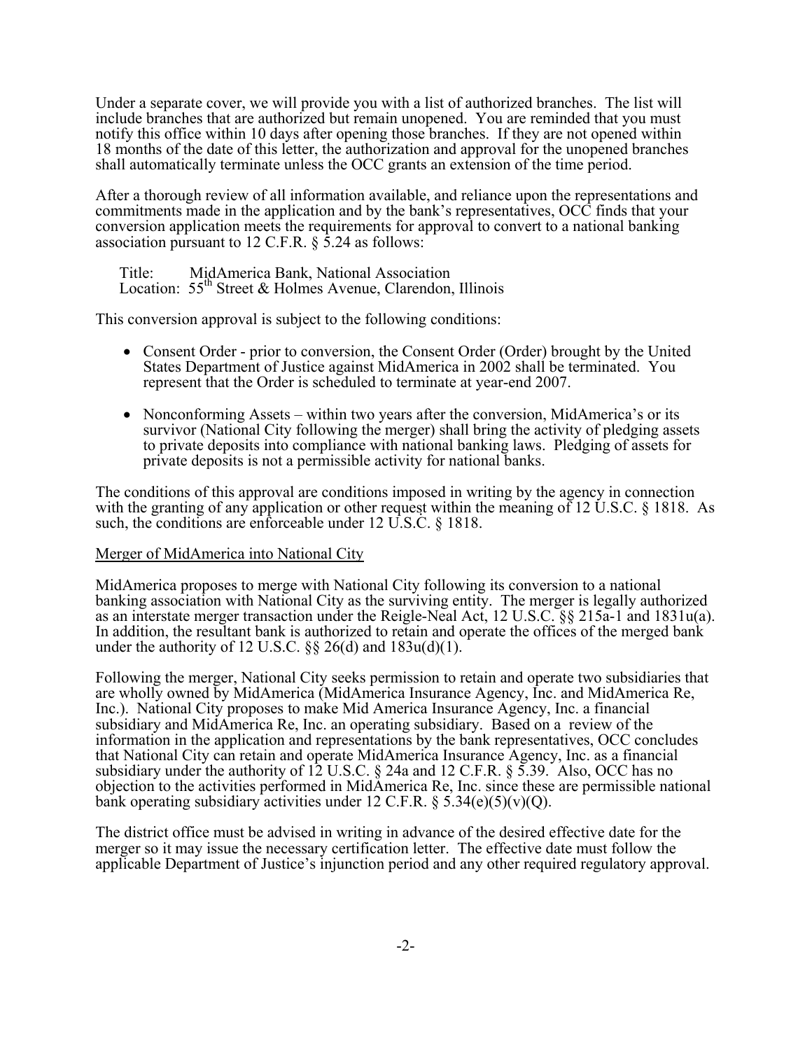Under a separate cover, we will provide you with a list of authorized branches. The list will include branches that are authorized but remain unopened. You are reminded that you must notify this office within 10 days after opening those branches. If they are not opened within 18 months of the date of this letter, the authorization and approval for the unopened branches shall automatically terminate unless the OCC grants an extension of the time period.

After a thorough review of all information available, and reliance upon the representations and commitments made in the application and by the bank's representatives, OCC finds that your conversion application meets the requirements for approval to convert to a national banking association pursuant to 12 C.F.R. § 5.24 as follows:

Title: MidAmerica Bank, National Association
Location: 55th Street & Holmes Avenue, Clarendon, Illinois

This conversion approval is subject to the following conditions:

- Consent Order - prior to conversion, the Consent Order (Order) brought by the United States Department of Justice against MidAmerica in 2002 shall be terminated. You represent that the Order is scheduled to terminate at year-end 2007.
- Nonconforming Assets – within two years after the conversion, MidAmerica's or its survivor (National City following the merger) shall bring the activity of pledging assets to private deposits into compliance with national banking laws. Pledging of assets for private deposits is not a permissible activity for national banks.

The conditions of this approval are conditions imposed in writing by the agency in connection with the granting of any application or other request within the meaning of 12 U.S.C. § 1818. As such, the conditions are enforceable under 12 U.S.C. § 1818.

Merger of MidAmerica into National City

MidAmerica proposes to merge with National City following its conversion to a national banking association with National City as the surviving entity. The merger is legally authorized as an interstate merger transaction under the Reigle-Neal Act, 12 U.S.C. §§ 215a-1 and 1831u(a). In addition, the resultant bank is authorized to retain and operate the offices of the merged bank under the authority of 12 U.S.C. §§ 26(d) and 183u(d)(1).

Following the merger, National City seeks permission to retain and operate two subsidiaries that are wholly owned by MidAmerica (MidAmerica Insurance Agency, Inc. and MidAmerica Re, Inc.). National City proposes to make Mid America Insurance Agency, Inc. a financial subsidiary and MidAmerica Re, Inc. an operating subsidiary. Based on a review of the information in the application and representations by the bank representatives, OCC concludes that National City can retain and operate MidAmerica Insurance Agency, Inc. as a financial subsidiary under the authority of 12 U.S.C. § 24a and 12 C.F.R. § 5.39. Also, OCC has no objection to the activities performed in MidAmerica Re, Inc. since these are permissible national bank operating subsidiary activities under 12 C.F.R. § 5.34(e)(5)(v)(Q).

The district office must be advised in writing in advance of the desired effective date for the merger so it may issue the necessary certification letter. The effective date must follow the applicable Department of Justice's injunction period and any other required regulatory approval.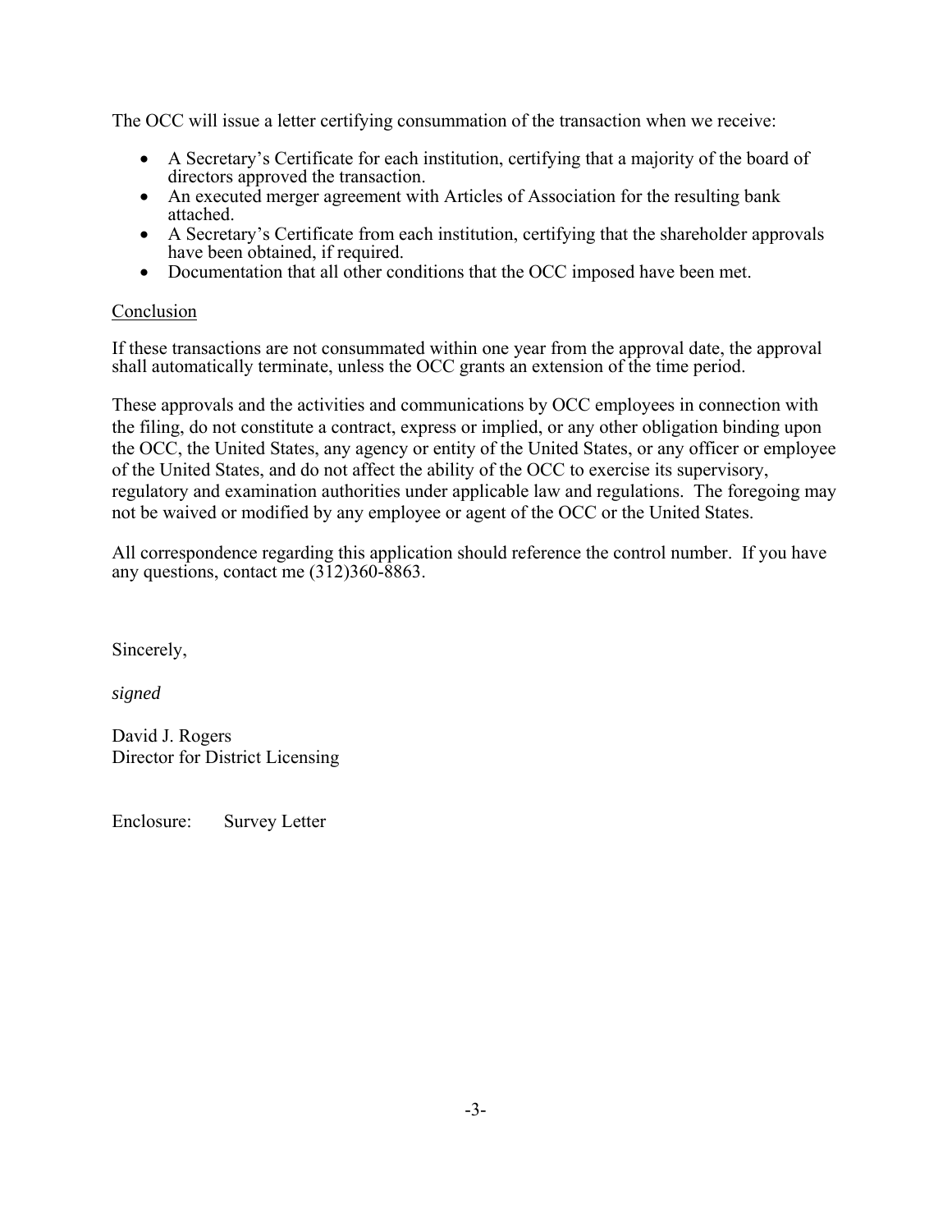The OCC will issue a letter certifying consummation of the transaction when we receive:

- A Secretary's Certificate for each institution, certifying that a majority of the board of directors approved the transaction.
- An executed merger agreement with Articles of Association for the resulting bank attached.
- A Secretary's Certificate from each institution, certifying that the shareholder approvals have been obtained, if required.
- Documentation that all other conditions that the OCC imposed have been met.

<u>Conclusion</u>

If these transactions are not consummated within one year from the approval date, the approval shall automatically terminate, unless the OCC grants an extension of the time period.

These approvals and the activities and communications by OCC employees in connection with the filing, do not constitute a contract, express or implied, or any other obligation binding upon the OCC, the United States, any agency or entity of the United States, or any officer or employee of the United States, and do not affect the ability of the OCC to exercise its supervisory, regulatory and examination authorities under applicable law and regulations. The foregoing may not be waived or modified by any employee or agent of the OCC or the United States.

All correspondence regarding this application should reference the control number. If you have any questions, contact me (312)360-8863.

Sincerely,

*signed*

David J. Rogers
Director for District Licensing

Enclosure: Survey Letter